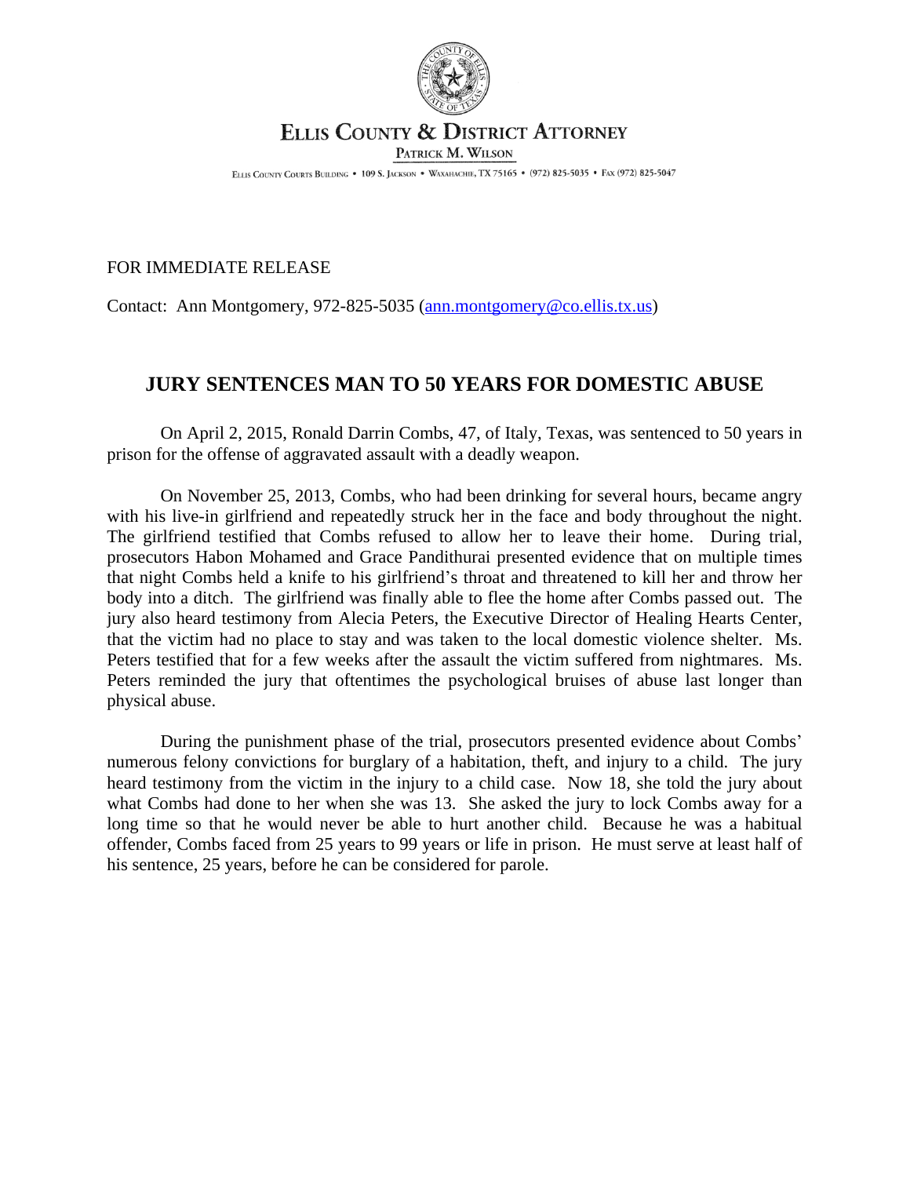# ELLIS COUNTY & DISTRICT ATTORNEY

PATRICK M. WILSON

ELLIS COUNTY COURTS BUILDING • 109 S. JACKSON • WAXAHACHIE, TX 75165 • (972) 825-5035 • FAX (972) 825-5047

FOR IMMEDIATE RELEASE

Contact: Ann Montgomery, 972-825-5035 (ann.montgomery@co.ellis.tx.us)

## JURY SENTENCES MAN TO 50 YEARS FOR DOMESTIC ABUSE

On April 2, 2015, Ronald Darrin Combs, 47, of Italy, Texas, was sentenced to 50 years in prison for the offense of aggravated assault with a deadly weapon.

On November 25, 2013, Combs, who had been drinking for several hours, became angry with his live-in girlfriend and repeatedly struck her in the face and body throughout the night. The girlfriend testified that Combs refused to allow her to leave their home. During trial, prosecutors Habon Mohamed and Grace Pandithurai presented evidence that on multiple times that night Combs held a knife to his girlfriend's throat and threatened to kill her and throw her body into a ditch. The girlfriend was finally able to flee the home after Combs passed out. The jury also heard testimony from Alecia Peters, the Executive Director of Healing Hearts Center, that the victim had no place to stay and was taken to the local domestic violence shelter. Ms. Peters testified that for a few weeks after the assault the victim suffered from nightmares. Ms. Peters reminded the jury that oftentimes the psychological bruises of abuse last longer than physical abuse.

During the punishment phase of the trial, prosecutors presented evidence about Combs' numerous felony convictions for burglary of a habitation, theft, and injury to a child. The jury heard testimony from the victim in the injury to a child case. Now 18, she told the jury about what Combs had done to her when she was 13. She asked the jury to lock Combs away for a long time so that he would never be able to hurt another child. Because he was a habitual offender, Combs faced from 25 years to 99 years or life in prison. He must serve at least half of his sentence, 25 years, before he can be considered for parole.